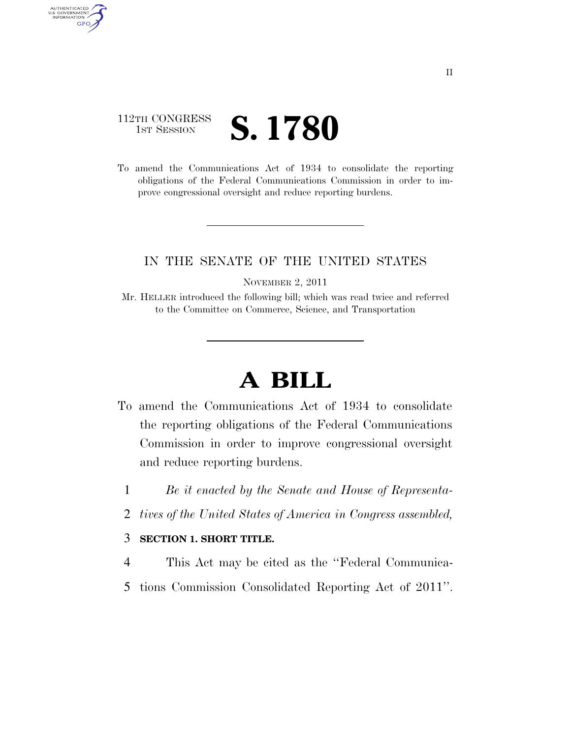112TH CONGRESS
1ST SESSION

# S. 1780

To amend the Communications Act of 1934 to consolidate the reporting obligations of the Federal Communications Commission in order to improve congressional oversight and reduce reporting burdens.

IN THE SENATE OF THE UNITED STATES

NOVEMBER 2, 2011

Mr. HELLER introduced the following bill; which was read twice and referred to the Committee on Commerce, Science, and Transportation

# A BILL

To amend the Communications Act of 1934 to consolidate the reporting obligations of the Federal Communications Commission in order to improve congressional oversight and reduce reporting burdens.

1 *Be it enacted by the Senate and House of Representa-*
2 *tives of the United States of America in Congress assembled,*

3 **SECTION 1. SHORT TITLE.**

4 This Act may be cited as the ''Federal Communica-
5 tions Commission Consolidated Reporting Act of 2011''.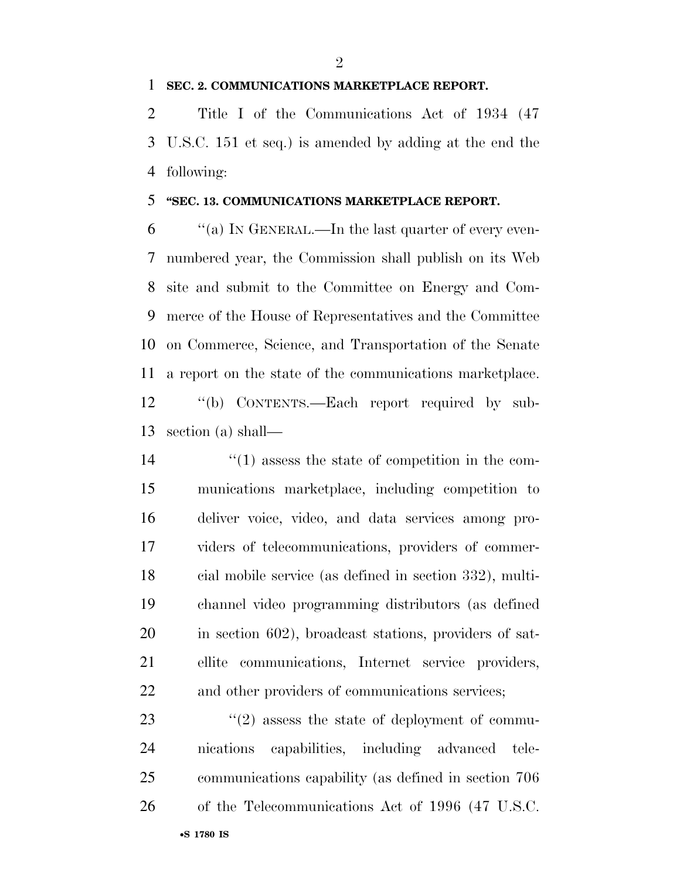**SEC. 2. COMMUNICATIONS MARKETPLACE REPORT.**

Title I of the Communications Act of 1934 (47 U.S.C. 151 et seq.) is amended by adding at the end the following:

**"SEC. 13. COMMUNICATIONS MARKETPLACE REPORT.**

"(a) IN GENERAL.—In the last quarter of every even-numbered year, the Commission shall publish on its Web site and submit to the Committee on Energy and Commerce of the House of Representatives and the Committee on Commerce, Science, and Transportation of the Senate a report on the state of the communications marketplace.

"(b) CONTENTS.—Each report required by subsection (a) shall—

"(1) assess the state of competition in the communications marketplace, including competition to deliver voice, video, and data services among providers of telecommunications, providers of commercial mobile service (as defined in section 332), multichannel video programming distributors (as defined in section 602), broadcast stations, providers of satellite communications, Internet service providers, and other providers of communications services;

"(2) assess the state of deployment of communications capabilities, including advanced telecommunications capability (as defined in section 706 of the Telecommunications Act of 1996 (47 U.S.C.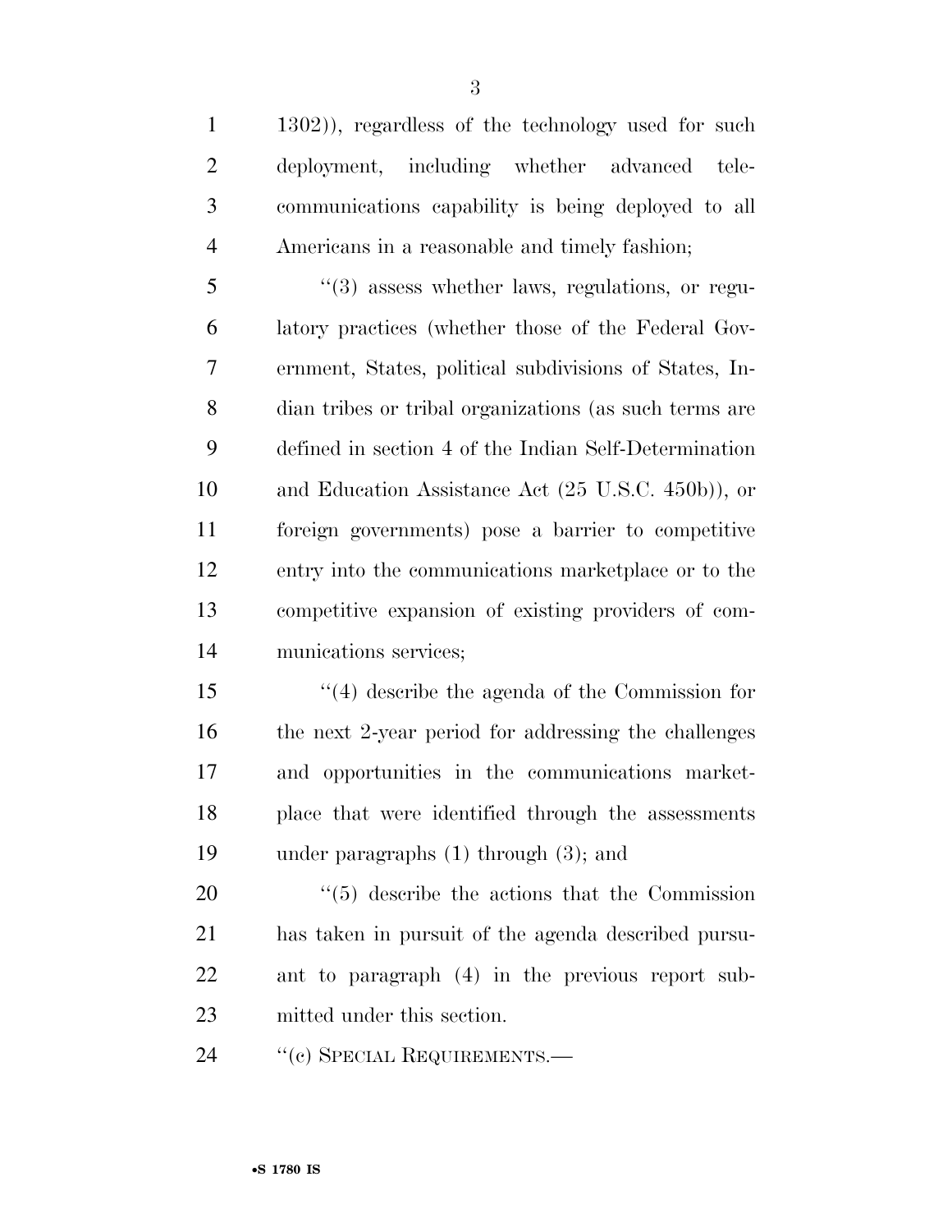1302)), regardless of the technology used for such deployment, including whether advanced telecommunications capability is being deployed to all Americans in a reasonable and timely fashion;

''(3) assess whether laws, regulations, or regulatory practices (whether those of the Federal Government, States, political subdivisions of States, Indian tribes or tribal organizations (as such terms are defined in section 4 of the Indian Self-Determination and Education Assistance Act (25 U.S.C. 450b)), or foreign governments) pose a barrier to competitive entry into the communications marketplace or to the competitive expansion of existing providers of communications services;

''(4) describe the agenda of the Commission for the next 2-year period for addressing the challenges and opportunities in the communications marketplace that were identified through the assessments under paragraphs (1) through (3); and

''(5) describe the actions that the Commission has taken in pursuit of the agenda described pursuant to paragraph (4) in the previous report submitted under this section.

''(c) SPECIAL REQUIREMENTS.—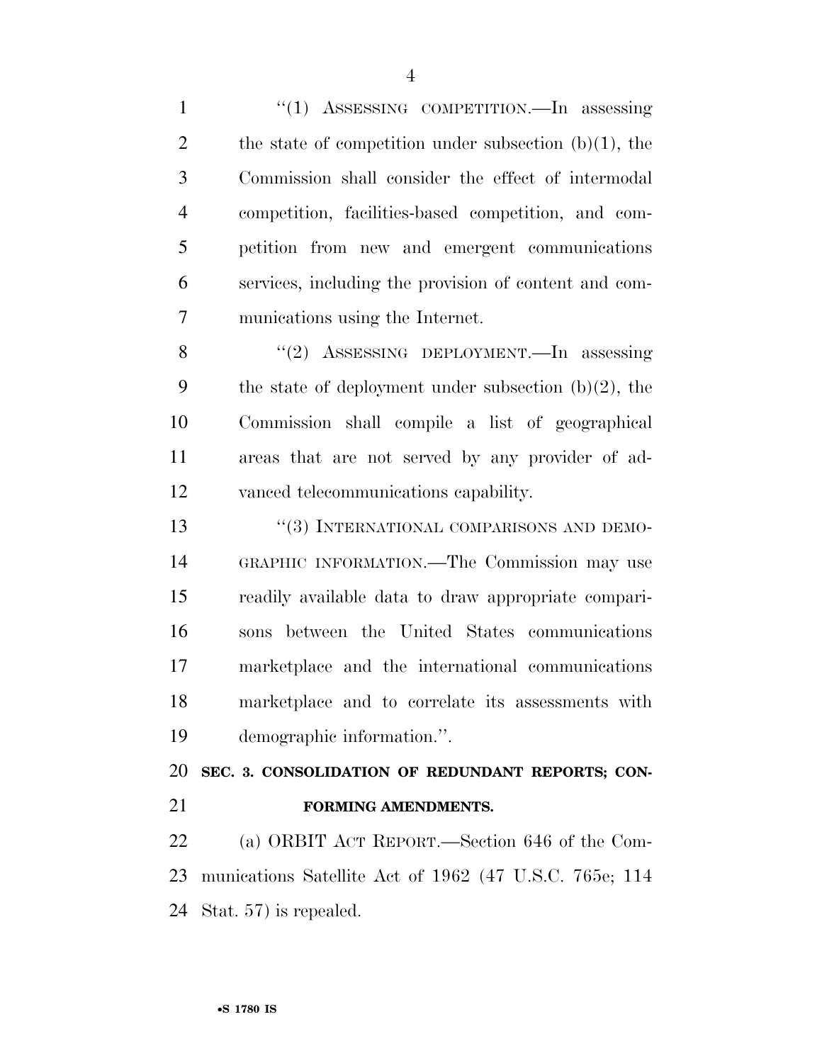"(1) ASSESSING COMPETITION.—In assessing the state of competition under subsection (b)(1), the Commission shall consider the effect of intermodal competition, facilities-based competition, and competition from new and emergent communications services, including the provision of content and communications using the Internet.

"(2) ASSESSING DEPLOYMENT.—In assessing the state of deployment under subsection (b)(2), the Commission shall compile a list of geographical areas that are not served by any provider of advanced telecommunications capability.

"(3) INTERNATIONAL COMPARISONS AND DEMOGRAPHIC INFORMATION.—The Commission may use readily available data to draw appropriate comparisons between the United States communications marketplace and the international communications marketplace and to correlate its assessments with demographic information.".

## SEC. 3. CONSOLIDATION OF REDUNDANT REPORTS; CONFORMING AMENDMENTS.

(a) ORBIT ACT REPORT.—Section 646 of the Communications Satellite Act of 1962 (47 U.S.C. 765e; 114 Stat. 57) is repealed.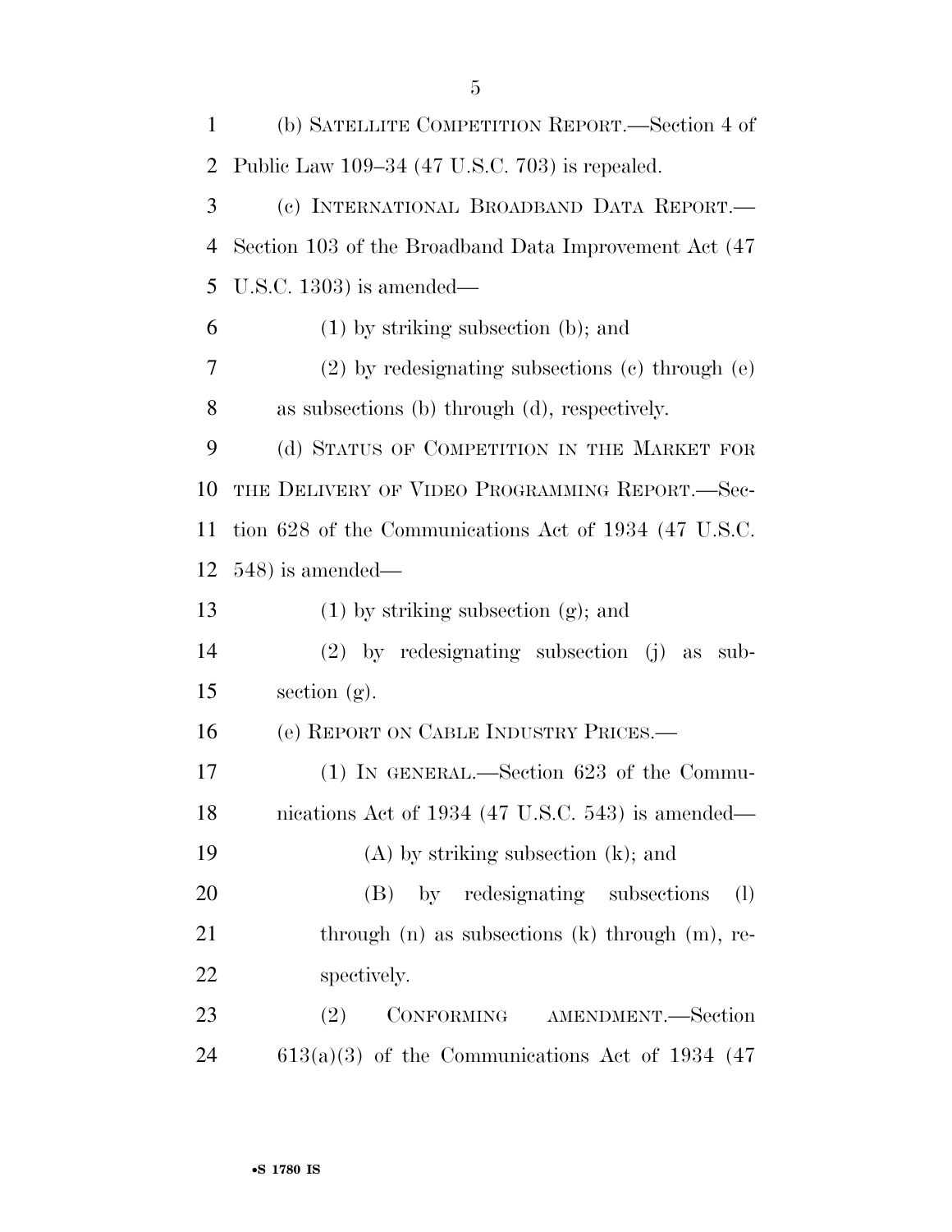(b) SATELLITE COMPETITION REPORT.—Section 4 of Public Law 109–34 (47 U.S.C. 703) is repealed.

(c) INTERNATIONAL BROADBAND DATA REPORT.—Section 103 of the Broadband Data Improvement Act (47 U.S.C. 1303) is amended—

(1) by striking subsection (b); and

(2) by redesignating subsections (c) through (e) as subsections (b) through (d), respectively.

(d) STATUS OF COMPETITION IN THE MARKET FOR THE DELIVERY OF VIDEO PROGRAMMING REPORT.—Section 628 of the Communications Act of 1934 (47 U.S.C. 548) is amended—

(1) by striking subsection (g); and

(2) by redesignating subsection (j) as subsection (g).

(e) REPORT ON CABLE INDUSTRY PRICES.—

(1) IN GENERAL.—Section 623 of the Communications Act of 1934 (47 U.S.C. 543) is amended—

(A) by striking subsection (k); and

(B) by redesignating subsections (l) through (n) as subsections (k) through (m), respectively.

(2) CONFORMING AMENDMENT.—Section 613(a)(3) of the Communications Act of 1934 (47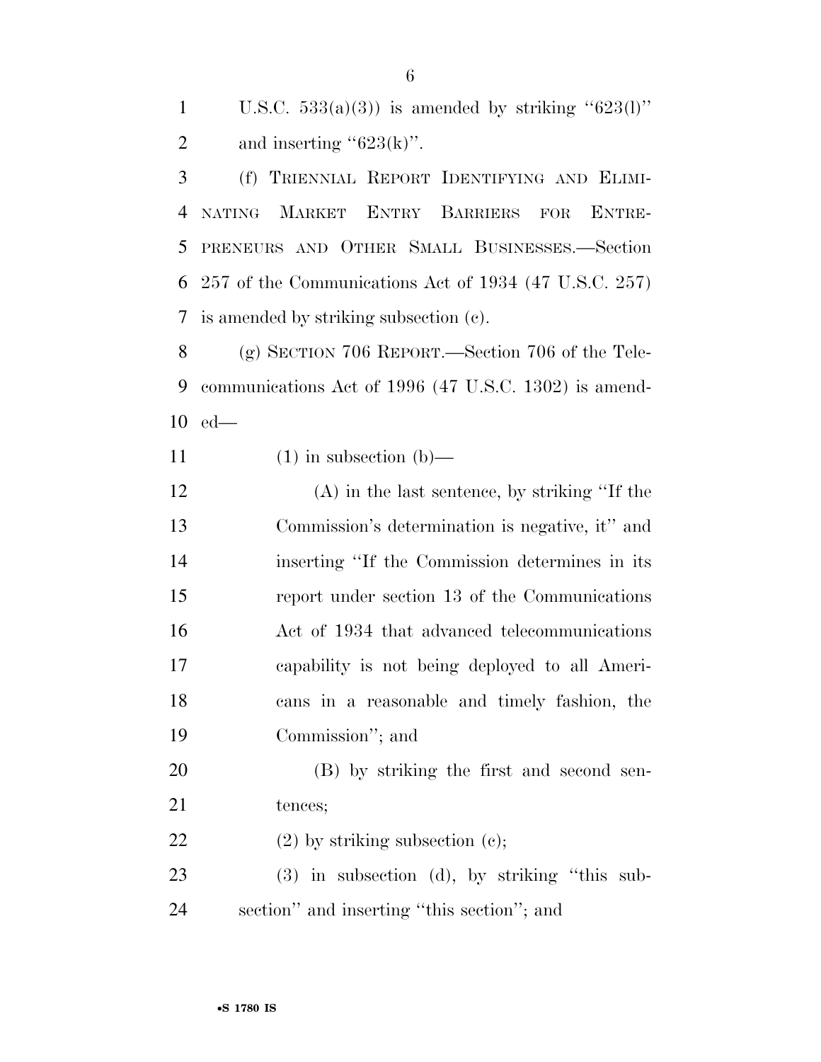U.S.C. 533(a)(3)) is amended by striking ''623(l)'' and inserting ''623(k)''.

(f) TRIENNIAL REPORT IDENTIFYING AND ELIMINATING MARKET ENTRY BARRIERS FOR ENTREPRENEURS AND OTHER SMALL BUSINESSES.—Section 257 of the Communications Act of 1934 (47 U.S.C. 257) is amended by striking subsection (c).

(g) SECTION 706 REPORT.—Section 706 of the Telecommunications Act of 1996 (47 U.S.C. 1302) is amended—

(1) in subsection (b)—

(A) in the last sentence, by striking ''If the Commission's determination is negative, it'' and inserting ''If the Commission determines in its report under section 13 of the Communications Act of 1934 that advanced telecommunications capability is not being deployed to all Americans in a reasonable and timely fashion, the Commission''; and

(B) by striking the first and second sentences;

(2) by striking subsection (c);

(3) in subsection (d), by striking ''this subsection'' and inserting ''this section''; and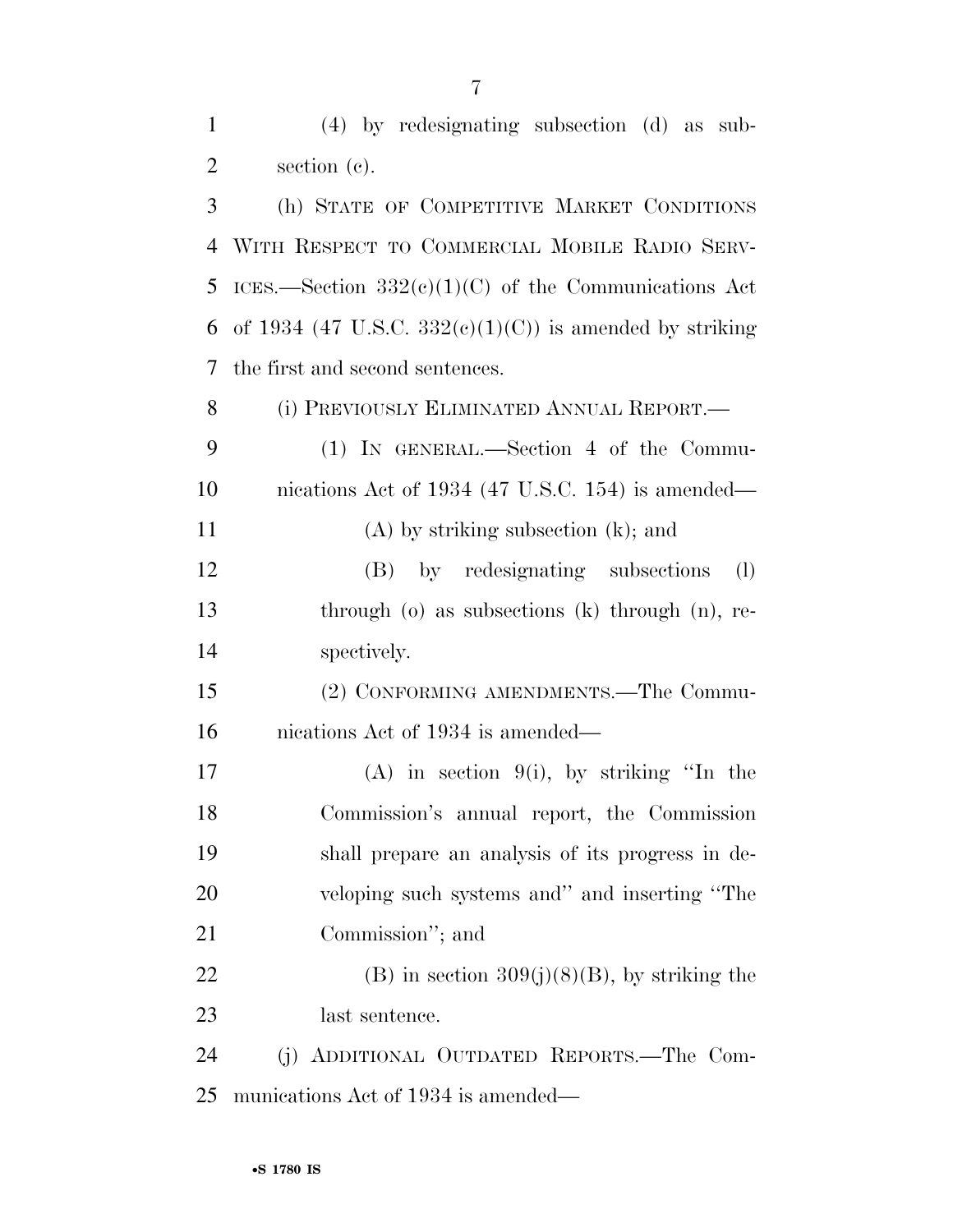(4) by redesignating subsection (d) as subsection (c).

(h) STATE OF COMPETITIVE MARKET CONDITIONS WITH RESPECT TO COMMERCIAL MOBILE RADIO SERVICES.—Section 332(c)(1)(C) of the Communications Act of 1934 (47 U.S.C. 332(c)(1)(C)) is amended by striking the first and second sentences.

(i) PREVIOUSLY ELIMINATED ANNUAL REPORT.—

(1) IN GENERAL.—Section 4 of the Communications Act of 1934 (47 U.S.C. 154) is amended—

(A) by striking subsection (k); and

(B) by redesignating subsections (l) through (o) as subsections (k) through (n), respectively.

(2) CONFORMING AMENDMENTS.—The Communications Act of 1934 is amended—

(A) in section 9(i), by striking ''In the Commission's annual report, the Commission shall prepare an analysis of its progress in developing such systems and'' and inserting ''The Commission''; and

(B) in section 309(j)(8)(B), by striking the last sentence.

(j) ADDITIONAL OUTDATED REPORTS.—The Communications Act of 1934 is amended—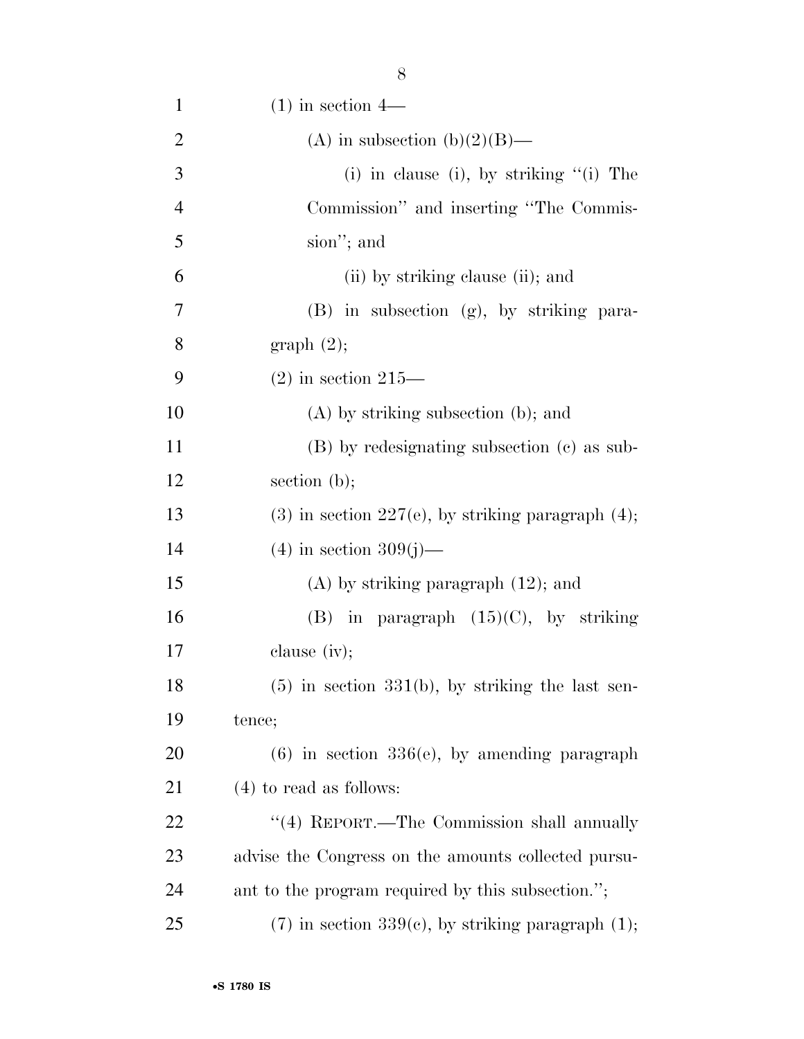(1) in section 4—

(A) in subsection (b)(2)(B)—

(i) in clause (i), by striking "(i) The Commission" and inserting "The Commission"; and

(ii) by striking clause (ii); and

(B) in subsection (g), by striking paragraph (2);

(2) in section 215—

(A) by striking subsection (b); and

(B) by redesignating subsection (c) as subsection (b);

(3) in section 227(e), by striking paragraph (4);

(4) in section 309(j)—

(A) by striking paragraph (12); and

(B) in paragraph (15)(C), by striking clause (iv);

(5) in section 331(b), by striking the last sentence;

(6) in section 336(e), by amending paragraph (4) to read as follows:

"(4) REPORT.—The Commission shall annually advise the Congress on the amounts collected pursuant to the program required by this subsection.";

(7) in section 339(c), by striking paragraph (1);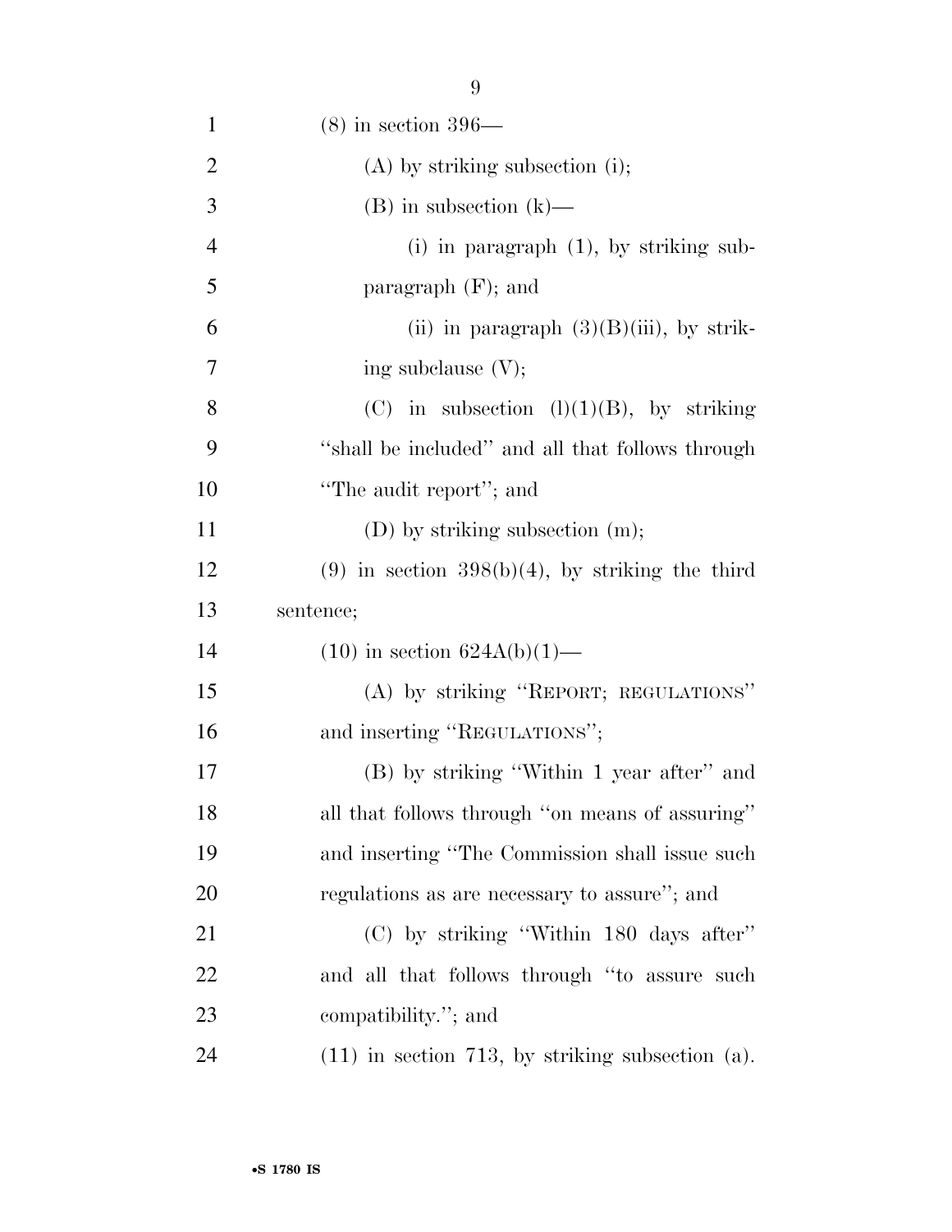(8) in section 396—

(A) by striking subsection (i);

(B) in subsection (k)—

(i) in paragraph (1), by striking subparagraph (F); and

(ii) in paragraph (3)(B)(iii), by striking subclause (V);

(C) in subsection (l)(1)(B), by striking "shall be included" and all that follows through "The audit report"; and

(D) by striking subsection (m);

(9) in section 398(b)(4), by striking the third sentence;

(10) in section 624A(b)(1)—

(A) by striking "REPORT; REGULATIONS" and inserting "REGULATIONS";

(B) by striking "Within 1 year after" and all that follows through "on means of assuring" and inserting "The Commission shall issue such regulations as are necessary to assure"; and

(C) by striking "Within 180 days after" and all that follows through "to assure such compatibility."; and

(11) in section 713, by striking subsection (a).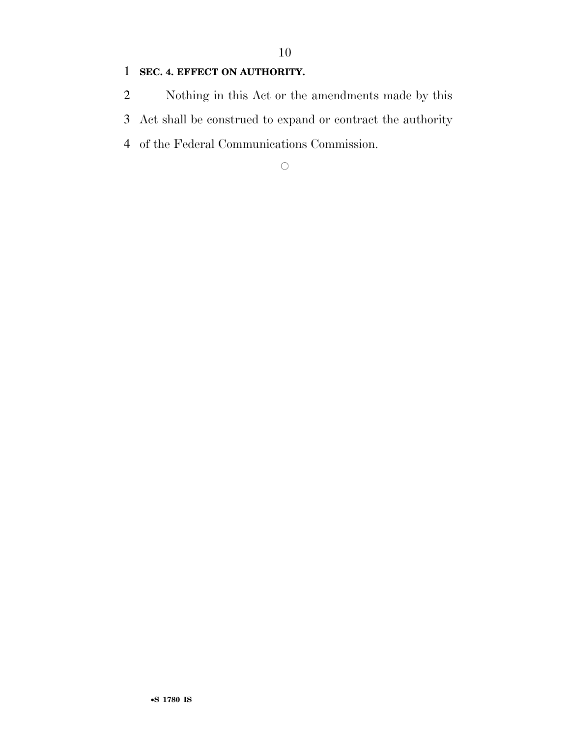**SEC. 4. EFFECT ON AUTHORITY.**

Nothing in this Act or the amendments made by this Act shall be construed to expand or contract the authority of the Federal Communications Commission.

○